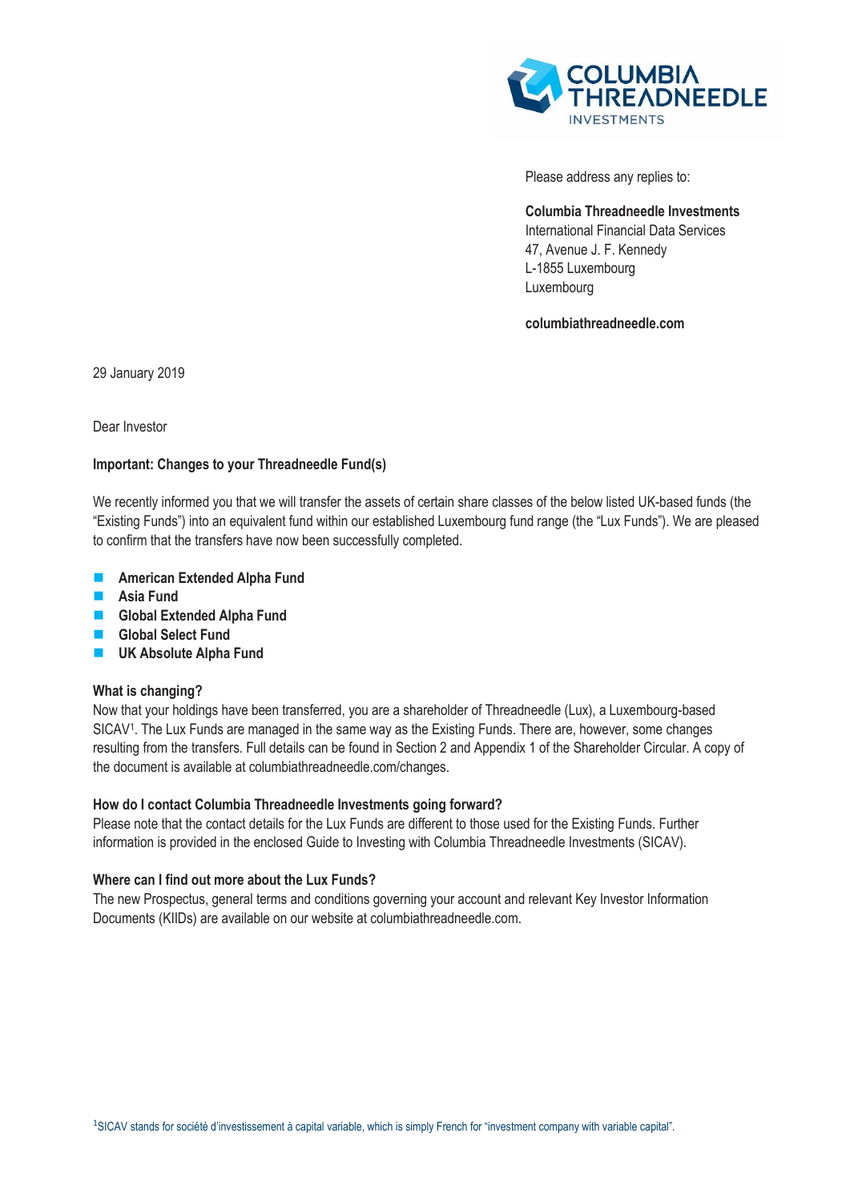Please address any replies to:

**Columbia Threadneedle Investments**
International Financial Data Services
47, Avenue J. F. Kennedy
L-1855 Luxembourg
Luxembourg

**columbiathreadneedle.com**

29 January 2019

Dear Investor

**Important: Changes to your Threadneedle Fund(s)**

We recently informed you that we will transfer the assets of certain share classes of the below listed UK-based funds (the "Existing Funds") into an equivalent fund within our established Luxembourg fund range (the "Lux Funds"). We are pleased to confirm that the transfers have now been successfully completed.

- **American Extended Alpha Fund**
- **Asia Fund**
- **Global Extended Alpha Fund**
- **Global Select Fund**
- **UK Absolute Alpha Fund**

**What is changing?**

Now that your holdings have been transferred, you are a shareholder of Threadneedle (Lux), a Luxembourg-based SICAV[1]. The Lux Funds are managed in the same way as the Existing Funds. There are, however, some changes resulting from the transfers. Full details can be found in Section 2 and Appendix 1 of the Shareholder Circular. A copy of the document is available at columbiathreadneedle.com/changes.

**How do I contact Columbia Threadneedle Investments going forward?**

Please note that the contact details for the Lux Funds are different to those used for the Existing Funds. Further information is provided in the enclosed Guide to Investing with Columbia Threadneedle Investments (SICAV).

**Where can I find out more about the Lux Funds?**

The new Prospectus, general terms and conditions governing your account and relevant Key Investor Information Documents (KIIDs) are available on our website at columbiathreadneedle.com.

[1]SICAV stands for société d'investissement à capital variable, which is simply French for "investment company with variable capital".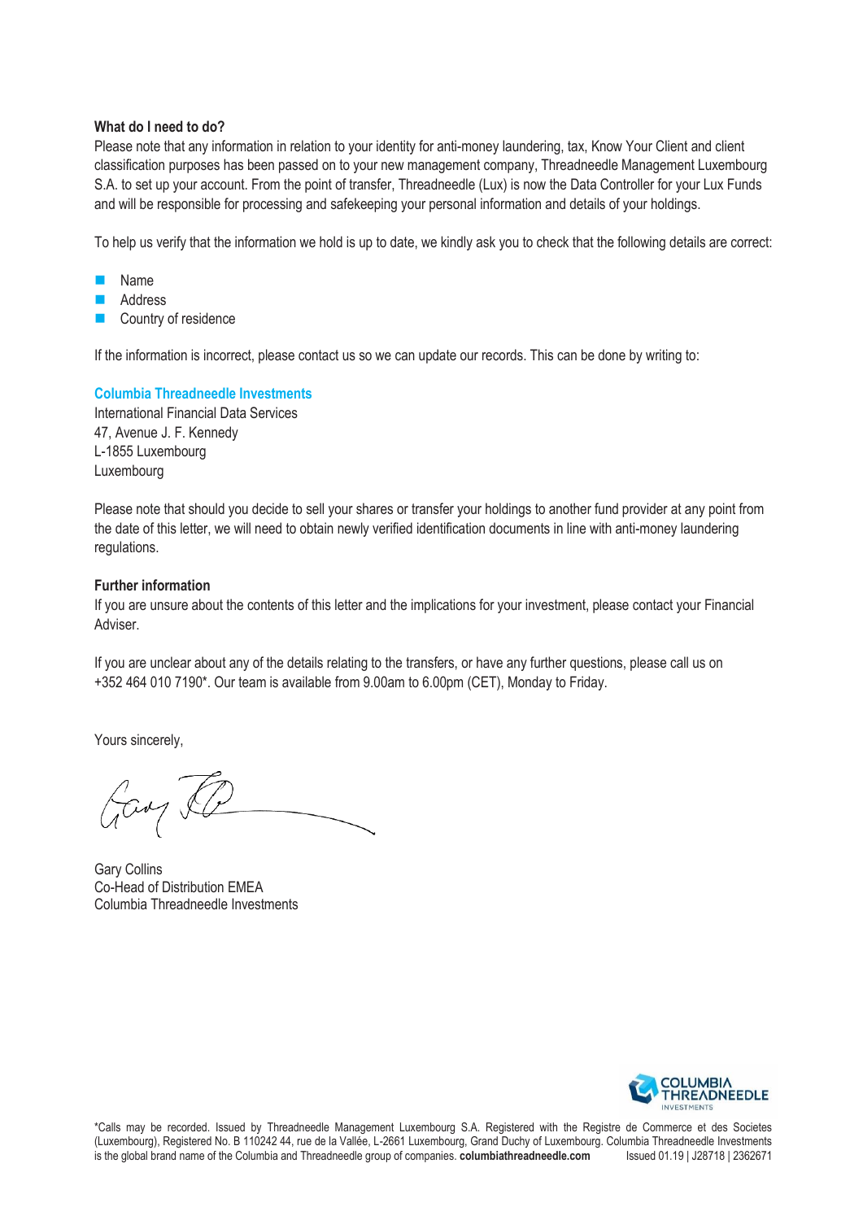**What do I need to do?**

Please note that any information in relation to your identity for anti-money laundering, tax, Know Your Client and client classification purposes has been passed on to your new management company, Threadneedle Management Luxembourg S.A. to set up your account. From the point of transfer, Threadneedle (Lux) is now the Data Controller for your Lux Funds and will be responsible for processing and safekeeping your personal information and details of your holdings.

To help us verify that the information we hold is up to date, we kindly ask you to check that the following details are correct:

- Name
- Address
- Country of residence

If the information is incorrect, please contact us so we can update our records. This can be done by writing to:

**Columbia Threadneedle Investments**
International Financial Data Services
47, Avenue J. F. Kennedy
L-1855 Luxembourg
Luxembourg

Please note that should you decide to sell your shares or transfer your holdings to another fund provider at any point from the date of this letter, we will need to obtain newly verified identification documents in line with anti-money laundering regulations.

**Further information**

If you are unsure about the contents of this letter and the implications for your investment, please contact your Financial Adviser.

If you are unclear about any of the details relating to the transfers, or have any further questions, please call us on +352 464 010 7190*. Our team is available from 9.00am to 6.00pm (CET), Monday to Friday.

Yours sincerely,

Gary Collins
Co-Head of Distribution EMEA
Columbia Threadneedle Investments

*Calls may be recorded. Issued by Threadneedle Management Luxembourg S.A. Registered with the Registre de Commerce et des Societes (Luxembourg), Registered No. B 110242 44, rue de la Vallée, L-2661 Luxembourg, Grand Duchy of Luxembourg. Columbia Threadneedle Investments is the global brand name of the Columbia and Threadneedle group of companies. **columbiathreadneedle.com** Issued 01.19 | J28718 | 2362671